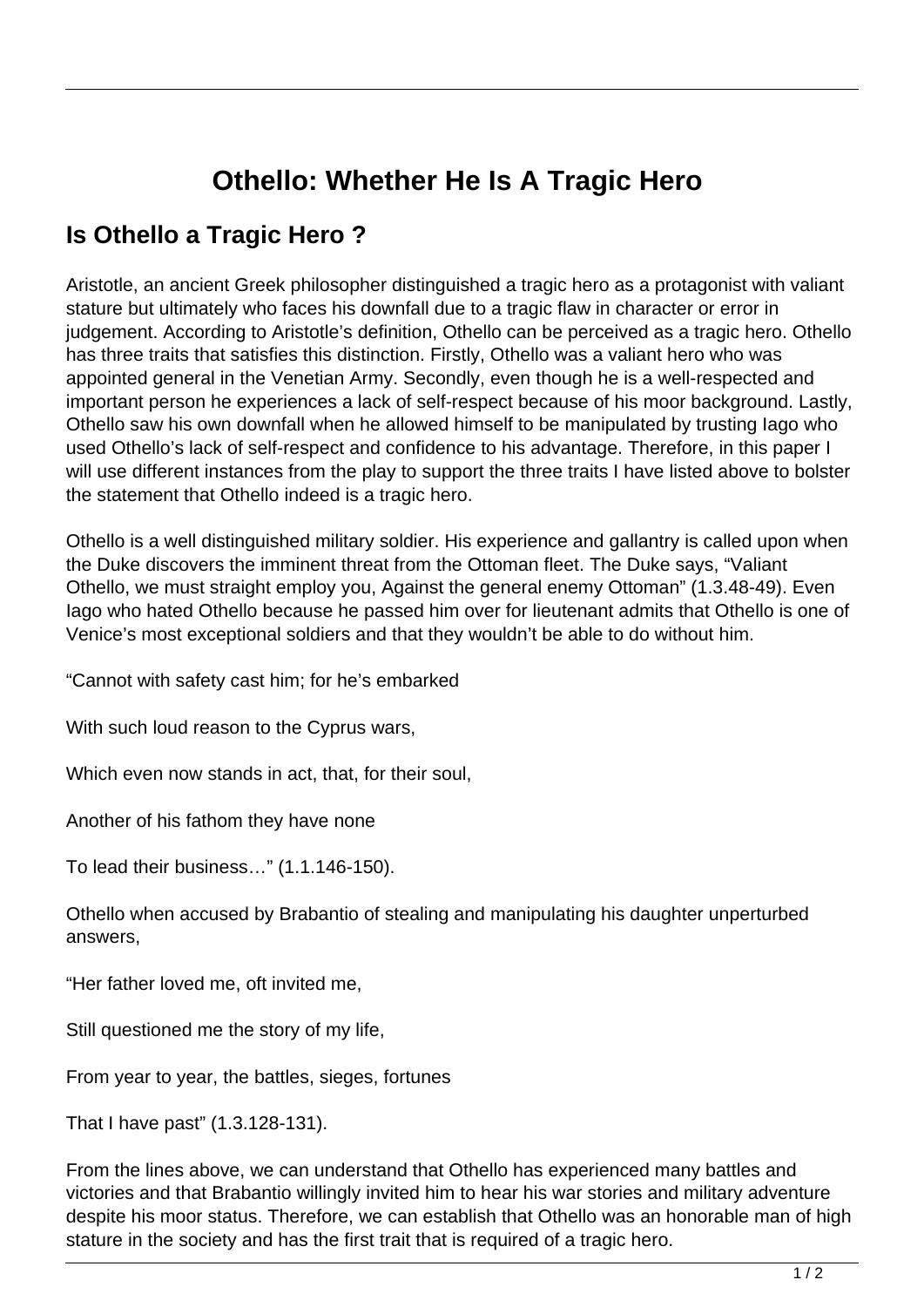# Othello: Whether He Is A Tragic Hero

## Is Othello a Tragic Hero ?

Aristotle, an ancient Greek philosopher distinguished a tragic hero as a protagonist with valiant stature but ultimately who faces his downfall due to a tragic flaw in character or error in judgement. According to Aristotle's definition, Othello can be perceived as a tragic hero. Othello has three traits that satisfies this distinction. Firstly, Othello was a valiant hero who was appointed general in the Venetian Army. Secondly, even though he is a well-respected and important person he experiences a lack of self-respect because of his moor background. Lastly, Othello saw his own downfall when he allowed himself to be manipulated by trusting Iago who used Othello's lack of self-respect and confidence to his advantage. Therefore, in this paper I will use different instances from the play to support the three traits I have listed above to bolster the statement that Othello indeed is a tragic hero.

Othello is a well distinguished military soldier. His experience and gallantry is called upon when the Duke discovers the imminent threat from the Ottoman fleet. The Duke says, "Valiant Othello, we must straight employ you, Against the general enemy Ottoman" (1.3.48-49). Even Iago who hated Othello because he passed him over for lieutenant admits that Othello is one of Venice's most exceptional soldiers and that they wouldn't be able to do without him.

"Cannot with safety cast him; for he's embarked

With such loud reason to the Cyprus wars,

Which even now stands in act, that, for their soul,

Another of his fathom they have none

To lead their business…" (1.1.146-150).

Othello when accused by Brabantio of stealing and manipulating his daughter unperturbed answers,

"Her father loved me, oft invited me,

Still questioned me the story of my life,

From year to year, the battles, sieges, fortunes

That I have past" (1.3.128-131).

From the lines above, we can understand that Othello has experienced many battles and victories and that Brabantio willingly invited him to hear his war stories and military adventure despite his moor status. Therefore, we can establish that Othello was an honorable man of high stature in the society and has the first trait that is required of a tragic hero.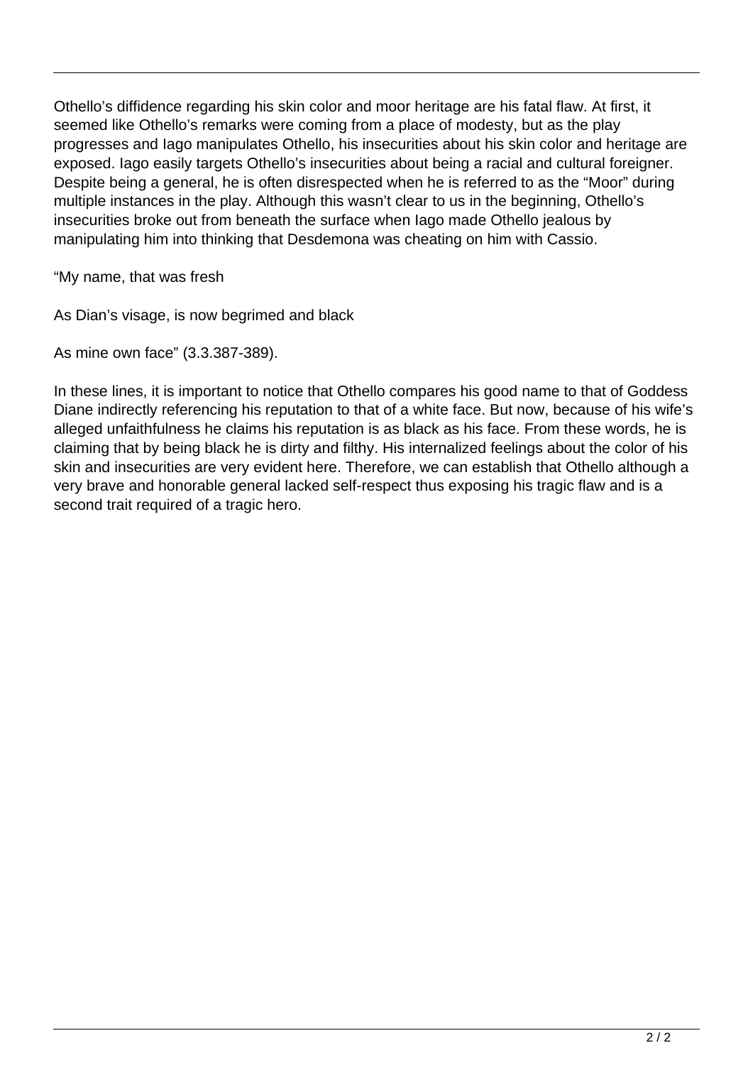Othello's diffidence regarding his skin color and moor heritage are his fatal flaw. At first, it seemed like Othello's remarks were coming from a place of modesty, but as the play progresses and Iago manipulates Othello, his insecurities about his skin color and heritage are exposed. Iago easily targets Othello's insecurities about being a racial and cultural foreigner. Despite being a general, he is often disrespected when he is referred to as the "Moor" during multiple instances in the play. Although this wasn't clear to us in the beginning, Othello's insecurities broke out from beneath the surface when Iago made Othello jealous by manipulating him into thinking that Desdemona was cheating on him with Cassio.

"My name, that was fresh

As Dian's visage, is now begrimed and black

As mine own face" (3.3.387-389).

In these lines, it is important to notice that Othello compares his good name to that of Goddess Diane indirectly referencing his reputation to that of a white face. But now, because of his wife's alleged unfaithfulness he claims his reputation is as black as his face. From these words, he is claiming that by being black he is dirty and filthy. His internalized feelings about the color of his skin and insecurities are very evident here. Therefore, we can establish that Othello although a very brave and honorable general lacked self-respect thus exposing his tragic flaw and is a second trait required of a tragic hero.